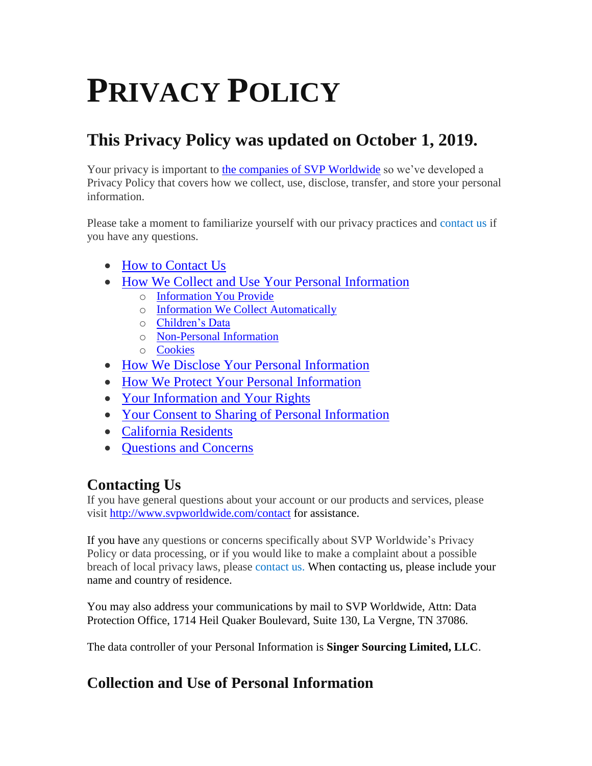# PRIVACY POLICY

## This Privacy Policy was updated on October 1, 2019.

Your privacy is important to the companies of SVP Worldwide so we've developed a Privacy Policy that covers how we collect, use, disclose, transfer, and store your personal information.

Please take a moment to familiarize yourself with our privacy practices and contact us if you have any questions.

- How to Contact Us
- How We Collect and Use Your Personal Information
  - Information You Provide
  - Information We Collect Automatically
  - Children's Data
  - Non-Personal Information
  - Cookies
- How We Disclose Your Personal Information
- How We Protect Your Personal Information
- Your Information and Your Rights
- Your Consent to Sharing of Personal Information
- California Residents
- Questions and Concerns

### Contacting Us

If you have general questions about your account or our products and services, please visit http://www.svpworldwide.com/contact for assistance.

If you have any questions or concerns specifically about SVP Worldwide's Privacy Policy or data processing, or if you would like to make a complaint about a possible breach of local privacy laws, please contact us. When contacting us, please include your name and country of residence.

You may also address your communications by mail to SVP Worldwide, Attn: Data Protection Office, 1714 Heil Quaker Boulevard, Suite 130, La Vergne, TN 37086.

The data controller of your Personal Information is **Singer Sourcing Limited, LLC**.

## Collection and Use of Personal Information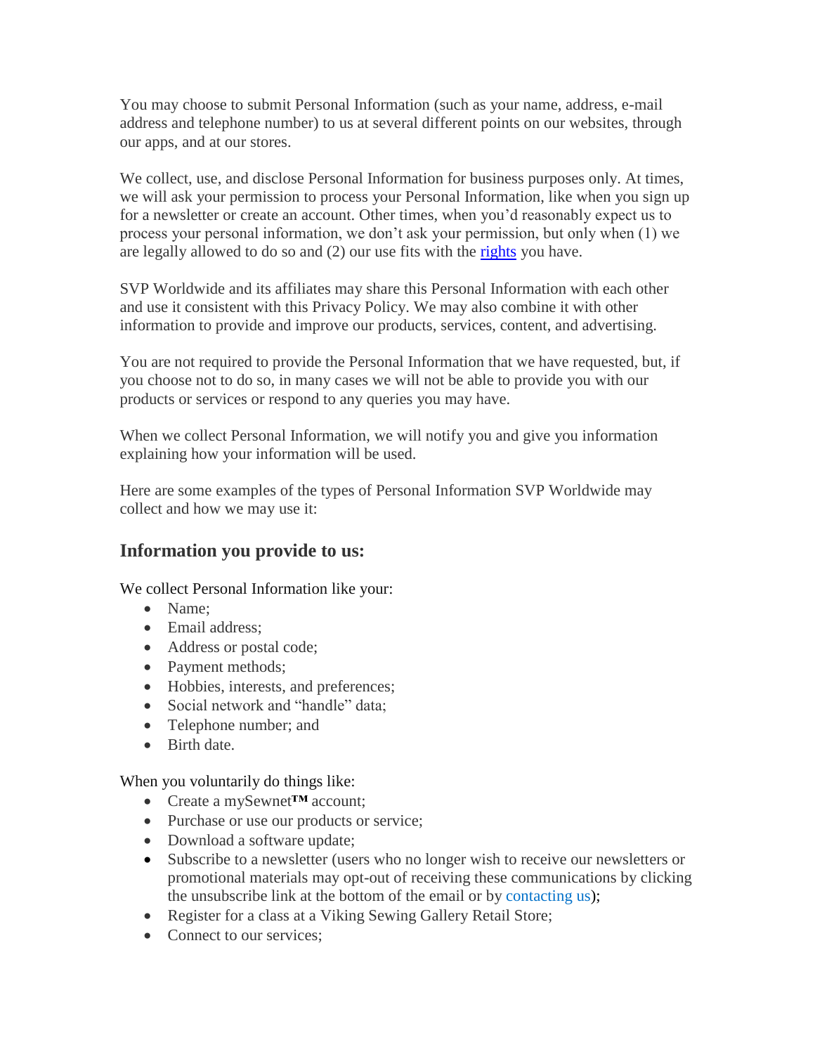You may choose to submit Personal Information (such as your name, address, e-mail address and telephone number) to us at several different points on our websites, through our apps, and at our stores.

We collect, use, and disclose Personal Information for business purposes only. At times, we will ask your permission to process your Personal Information, like when you sign up for a newsletter or create an account. Other times, when you'd reasonably expect us to process your personal information, we don't ask your permission, but only when (1) we are legally allowed to do so and (2) our use fits with the rights you have.

SVP Worldwide and its affiliates may share this Personal Information with each other and use it consistent with this Privacy Policy. We may also combine it with other information to provide and improve our products, services, content, and advertising.

You are not required to provide the Personal Information that we have requested, but, if you choose not to do so, in many cases we will not be able to provide you with our products or services or respond to any queries you may have.

When we collect Personal Information, we will notify you and give you information explaining how your information will be used.

Here are some examples of the types of Personal Information SVP Worldwide may collect and how we may use it:

## Information you provide to us:

We collect Personal Information like your:

- Name;
- Email address;
- Address or postal code;
- Payment methods;
- Hobbies, interests, and preferences;
- Social network and "handle" data;
- Telephone number; and
- Birth date.

When you voluntarily do things like:

- Create a mySewnet™ account;
- Purchase or use our products or service;
- Download a software update;
- Subscribe to a newsletter (users who no longer wish to receive our newsletters or promotional materials may opt-out of receiving these communications by clicking the unsubscribe link at the bottom of the email or by contacting us);
- Register for a class at a Viking Sewing Gallery Retail Store;
- Connect to our services;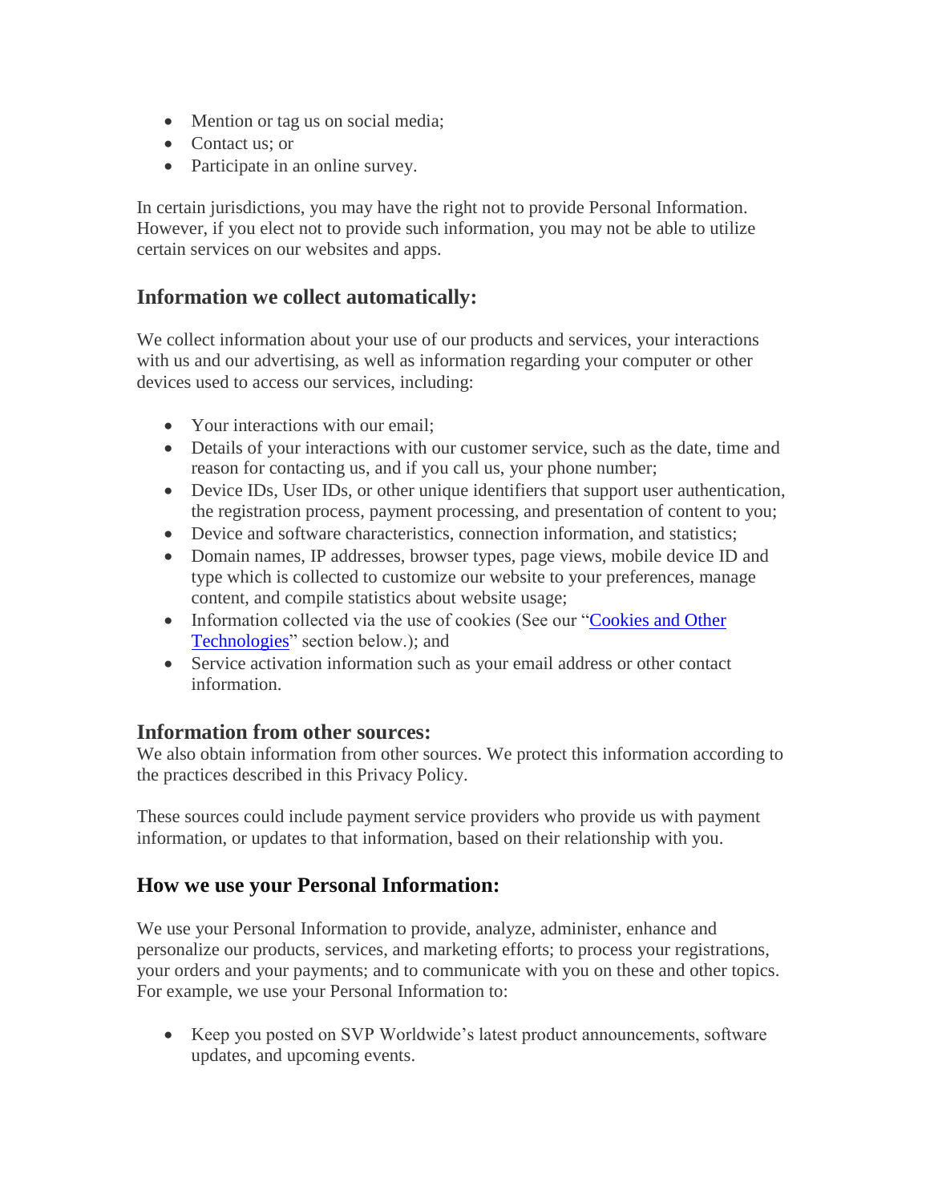- Mention or tag us on social media;
- Contact us; or
- Participate in an online survey.

In certain jurisdictions, you may have the right not to provide Personal Information. However, if you elect not to provide such information, you may not be able to utilize certain services on our websites and apps.

### Information we collect automatically:

We collect information about your use of our products and services, your interactions with us and our advertising, as well as information regarding your computer or other devices used to access our services, including:

- Your interactions with our email;
- Details of your interactions with our customer service, such as the date, time and reason for contacting us, and if you call us, your phone number;
- Device IDs, User IDs, or other unique identifiers that support user authentication, the registration process, payment processing, and presentation of content to you;
- Device and software characteristics, connection information, and statistics;
- Domain names, IP addresses, browser types, page views, mobile device ID and type which is collected to customize our website to your preferences, manage content, and compile statistics about website usage;
- Information collected via the use of cookies (See our "[Cookies and Other Technologies]" section below.); and
- Service activation information such as your email address or other contact information.

### Information from other sources:

We also obtain information from other sources. We protect this information according to the practices described in this Privacy Policy.

These sources could include payment service providers who provide us with payment information, or updates to that information, based on their relationship with you.

### How we use your Personal Information:

We use your Personal Information to provide, analyze, administer, enhance and personalize our products, services, and marketing efforts; to process your registrations, your orders and your payments; and to communicate with you on these and other topics. For example, we use your Personal Information to:

- Keep you posted on SVP Worldwide's latest product announcements, software updates, and upcoming events.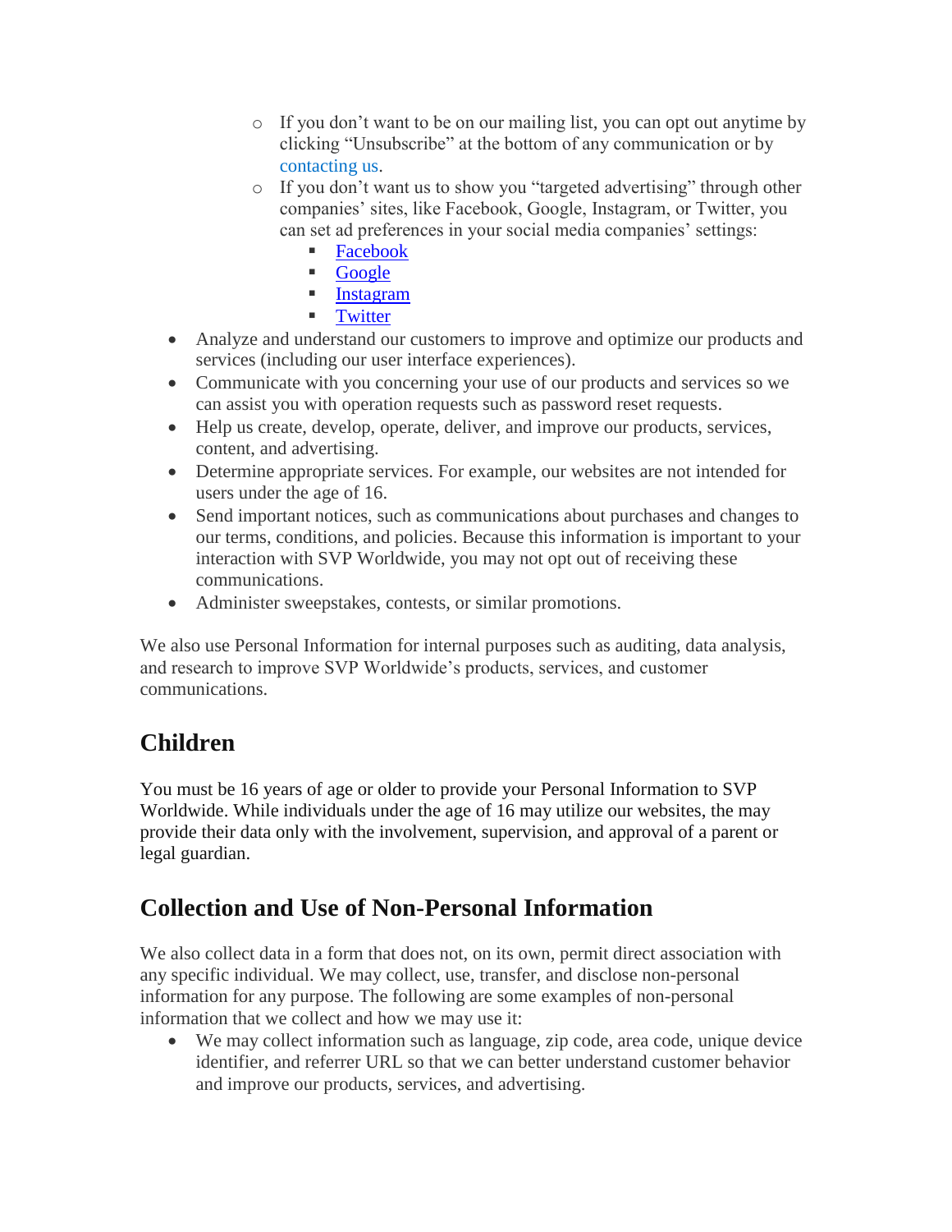- If you don't want to be on our mailing list, you can opt out anytime by clicking "Unsubscribe" at the bottom of any communication or by contacting us.
    - If you don't want us to show you "targeted advertising" through other companies' sites, like Facebook, Google, Instagram, or Twitter, you can set ad preferences in your social media companies' settings:
        - Facebook
        - Google
        - Instagram
        - Twitter
- Analyze and understand our customers to improve and optimize our products and services (including our user interface experiences).
- Communicate with you concerning your use of our products and services so we can assist you with operation requests such as password reset requests.
- Help us create, develop, operate, deliver, and improve our products, services, content, and advertising.
- Determine appropriate services. For example, our websites are not intended for users under the age of 16.
- Send important notices, such as communications about purchases and changes to our terms, conditions, and policies. Because this information is important to your interaction with SVP Worldwide, you may not opt out of receiving these communications.
- Administer sweepstakes, contests, or similar promotions.

We also use Personal Information for internal purposes such as auditing, data analysis, and research to improve SVP Worldwide's products, services, and customer communications.

## Children

You must be 16 years of age or older to provide your Personal Information to SVP Worldwide. While individuals under the age of 16 may utilize our websites, the may provide their data only with the involvement, supervision, and approval of a parent or legal guardian.

## Collection and Use of Non-Personal Information

We also collect data in a form that does not, on its own, permit direct association with any specific individual. We may collect, use, transfer, and disclose non-personal information for any purpose. The following are some examples of non-personal information that we collect and how we may use it:

- We may collect information such as language, zip code, area code, unique device identifier, and referrer URL so that we can better understand customer behavior and improve our products, services, and advertising.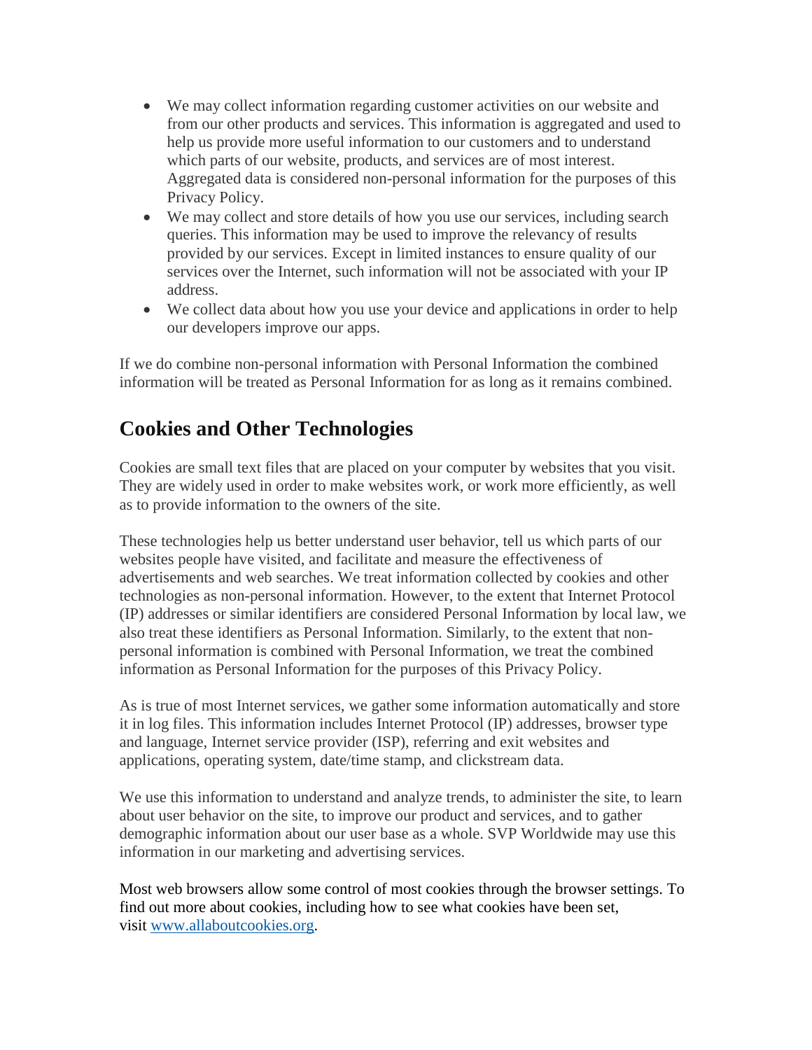- We may collect information regarding customer activities on our website and from our other products and services. This information is aggregated and used to help us provide more useful information to our customers and to understand which parts of our website, products, and services are of most interest. Aggregated data is considered non-personal information for the purposes of this Privacy Policy.
- We may collect and store details of how you use our services, including search queries. This information may be used to improve the relevancy of results provided by our services. Except in limited instances to ensure quality of our services over the Internet, such information will not be associated with your IP address.
- We collect data about how you use your device and applications in order to help our developers improve our apps.

If we do combine non-personal information with Personal Information the combined information will be treated as Personal Information for as long as it remains combined.

## Cookies and Other Technologies

Cookies are small text files that are placed on your computer by websites that you visit. They are widely used in order to make websites work, or work more efficiently, as well as to provide information to the owners of the site.

These technologies help us better understand user behavior, tell us which parts of our websites people have visited, and facilitate and measure the effectiveness of advertisements and web searches. We treat information collected by cookies and other technologies as non-personal information. However, to the extent that Internet Protocol (IP) addresses or similar identifiers are considered Personal Information by local law, we also treat these identifiers as Personal Information. Similarly, to the extent that non-personal information is combined with Personal Information, we treat the combined information as Personal Information for the purposes of this Privacy Policy.

As is true of most Internet services, we gather some information automatically and store it in log files. This information includes Internet Protocol (IP) addresses, browser type and language, Internet service provider (ISP), referring and exit websites and applications, operating system, date/time stamp, and clickstream data.

We use this information to understand and analyze trends, to administer the site, to learn about user behavior on the site, to improve our product and services, and to gather demographic information about our user base as a whole. SVP Worldwide may use this information in our marketing and advertising services.

Most web browsers allow some control of most cookies through the browser settings. To find out more about cookies, including how to see what cookies have been set, visit [www.allaboutcookies.org](http://www.allaboutcookies.org).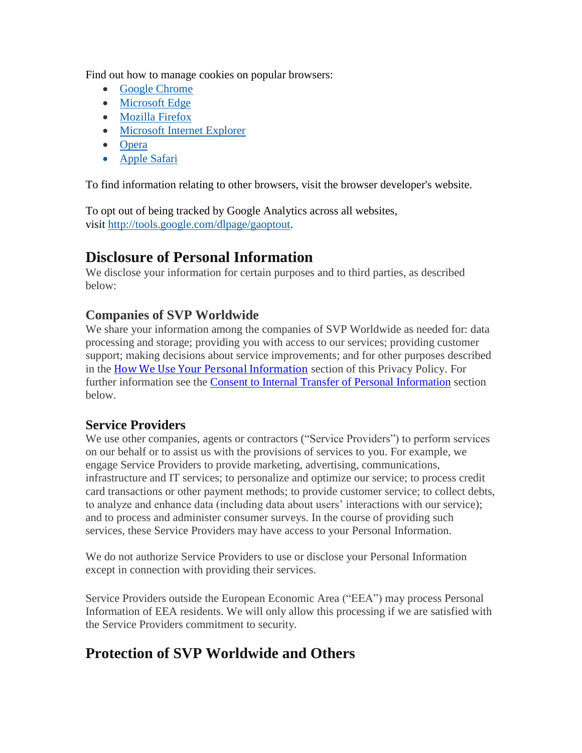Find out how to manage cookies on popular browsers:

- Google Chrome
- Microsoft Edge
- Mozilla Firefox
- Microsoft Internet Explorer
- Opera
- Apple Safari

To find information relating to other browsers, visit the browser developer's website.

To opt out of being tracked by Google Analytics across all websites, visit http://tools.google.com/dlpage/gaoptout.

## Disclosure of Personal Information

We disclose your information for certain purposes and to third parties, as described below:

### Companies of SVP Worldwide

We share your information among the companies of SVP Worldwide as needed for: data processing and storage; providing you with access to our services; providing customer support; making decisions about service improvements; and for other purposes described in the How We Use Your Personal Information section of this Privacy Policy. For further information see the Consent to Internal Transfer of Personal Information section below.

### Service Providers

We use other companies, agents or contractors ("Service Providers") to perform services on our behalf or to assist us with the provisions of services to you. For example, we engage Service Providers to provide marketing, advertising, communications, infrastructure and IT services; to personalize and optimize our service; to process credit card transactions or other payment methods; to provide customer service; to collect debts, to analyze and enhance data (including data about users' interactions with our service); and to process and administer consumer surveys. In the course of providing such services, these Service Providers may have access to your Personal Information.

We do not authorize Service Providers to use or disclose your Personal Information except in connection with providing their services.

Service Providers outside the European Economic Area ("EEA") may process Personal Information of EEA residents. We will only allow this processing if we are satisfied with the Service Providers commitment to security.

## Protection of SVP Worldwide and Others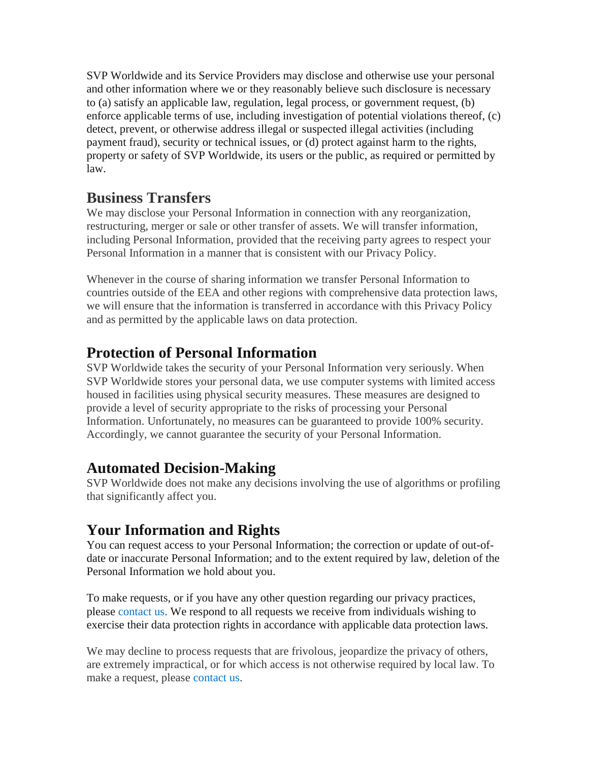SVP Worldwide and its Service Providers may disclose and otherwise use your personal and other information where we or they reasonably believe such disclosure is necessary to (a) satisfy an applicable law, regulation, legal process, or government request, (b) enforce applicable terms of use, including investigation of potential violations thereof, (c) detect, prevent, or otherwise address illegal or suspected illegal activities (including payment fraud), security or technical issues, or (d) protect against harm to the rights, property or safety of SVP Worldwide, its users or the public, as required or permitted by law.

## Business Transfers

We may disclose your Personal Information in connection with any reorganization, restructuring, merger or sale or other transfer of assets. We will transfer information, including Personal Information, provided that the receiving party agrees to respect your Personal Information in a manner that is consistent with our Privacy Policy.

Whenever in the course of sharing information we transfer Personal Information to countries outside of the EEA and other regions with comprehensive data protection laws, we will ensure that the information is transferred in accordance with this Privacy Policy and as permitted by the applicable laws on data protection.

## Protection of Personal Information

SVP Worldwide takes the security of your Personal Information very seriously. When SVP Worldwide stores your personal data, we use computer systems with limited access housed in facilities using physical security measures. These measures are designed to provide a level of security appropriate to the risks of processing your Personal Information. Unfortunately, no measures can be guaranteed to provide 100% security. Accordingly, we cannot guarantee the security of your Personal Information.

## Automated Decision-Making

SVP Worldwide does not make any decisions involving the use of algorithms or profiling that significantly affect you.

## Your Information and Rights

You can request access to your Personal Information; the correction or update of out-of-date or inaccurate Personal Information; and to the extent required by law, deletion of the Personal Information we hold about you.

To make requests, or if you have any other question regarding our privacy practices, please contact us. We respond to all requests we receive from individuals wishing to exercise their data protection rights in accordance with applicable data protection laws.

We may decline to process requests that are frivolous, jeopardize the privacy of others, are extremely impractical, or for which access is not otherwise required by local law. To make a request, please contact us.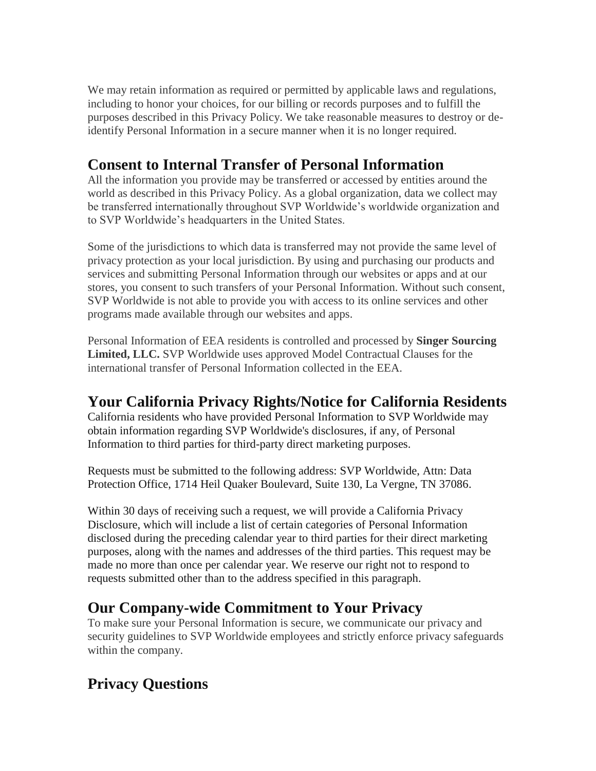We may retain information as required or permitted by applicable laws and regulations, including to honor your choices, for our billing or records purposes and to fulfill the purposes described in this Privacy Policy. We take reasonable measures to destroy or de-identify Personal Information in a secure manner when it is no longer required.

## Consent to Internal Transfer of Personal Information

All the information you provide may be transferred or accessed by entities around the world as described in this Privacy Policy. As a global organization, data we collect may be transferred internationally throughout SVP Worldwide's worldwide organization and to SVP Worldwide's headquarters in the United States.

Some of the jurisdictions to which data is transferred may not provide the same level of privacy protection as your local jurisdiction. By using and purchasing our products and services and submitting Personal Information through our websites or apps and at our stores, you consent to such transfers of your Personal Information. Without such consent, SVP Worldwide is not able to provide you with access to its online services and other programs made available through our websites and apps.

Personal Information of EEA residents is controlled and processed by **Singer Sourcing Limited, LLC.** SVP Worldwide uses approved Model Contractual Clauses for the international transfer of Personal Information collected in the EEA.

## Your California Privacy Rights/Notice for California Residents

California residents who have provided Personal Information to SVP Worldwide may obtain information regarding SVP Worldwide's disclosures, if any, of Personal Information to third parties for third-party direct marketing purposes.

Requests must be submitted to the following address: SVP Worldwide, Attn: Data Protection Office, 1714 Heil Quaker Boulevard, Suite 130, La Vergne, TN 37086.

Within 30 days of receiving such a request, we will provide a California Privacy Disclosure, which will include a list of certain categories of Personal Information disclosed during the preceding calendar year to third parties for their direct marketing purposes, along with the names and addresses of the third parties. This request may be made no more than once per calendar year. We reserve our right not to respond to requests submitted other than to the address specified in this paragraph.

## Our Company-wide Commitment to Your Privacy

To make sure your Personal Information is secure, we communicate our privacy and security guidelines to SVP Worldwide employees and strictly enforce privacy safeguards within the company.

## Privacy Questions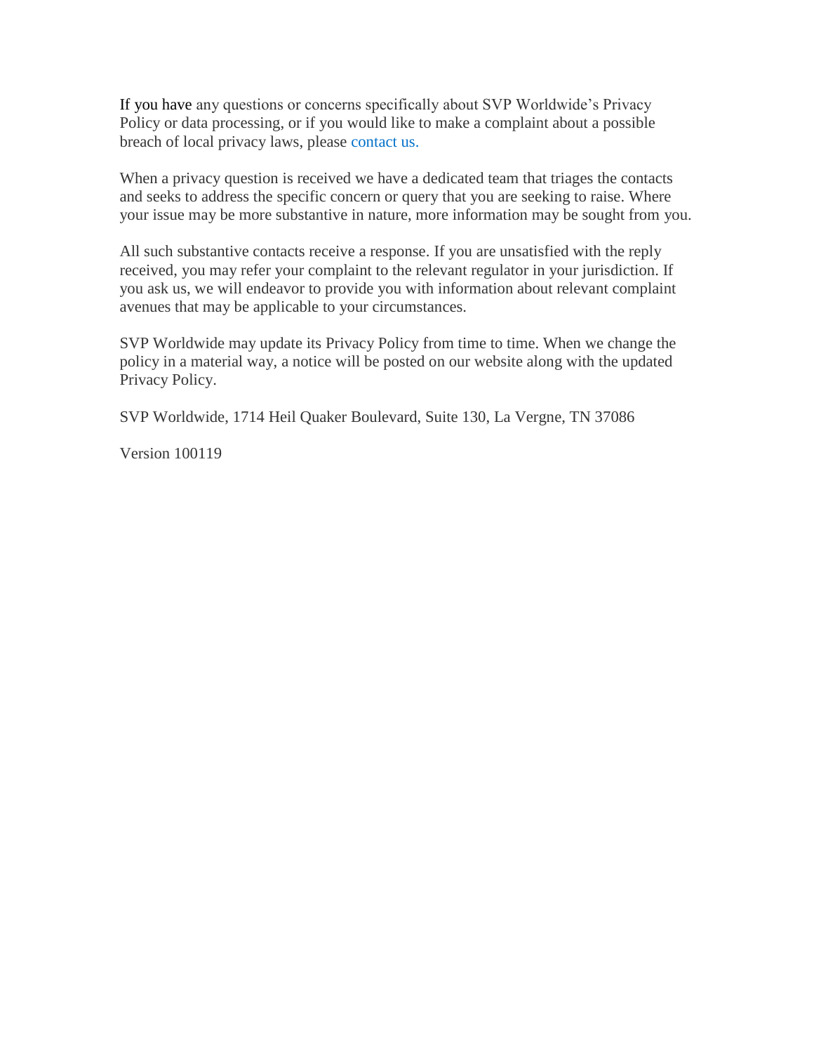If you have any questions or concerns specifically about SVP Worldwide's Privacy Policy or data processing, or if you would like to make a complaint about a possible breach of local privacy laws, please contact us.

When a privacy question is received we have a dedicated team that triages the contacts and seeks to address the specific concern or query that you are seeking to raise. Where your issue may be more substantive in nature, more information may be sought from you.

All such substantive contacts receive a response. If you are unsatisfied with the reply received, you may refer your complaint to the relevant regulator in your jurisdiction. If you ask us, we will endeavor to provide you with information about relevant complaint avenues that may be applicable to your circumstances.

SVP Worldwide may update its Privacy Policy from time to time. When we change the policy in a material way, a notice will be posted on our website along with the updated Privacy Policy.

SVP Worldwide, 1714 Heil Quaker Boulevard, Suite 130, La Vergne, TN 37086

Version 100119